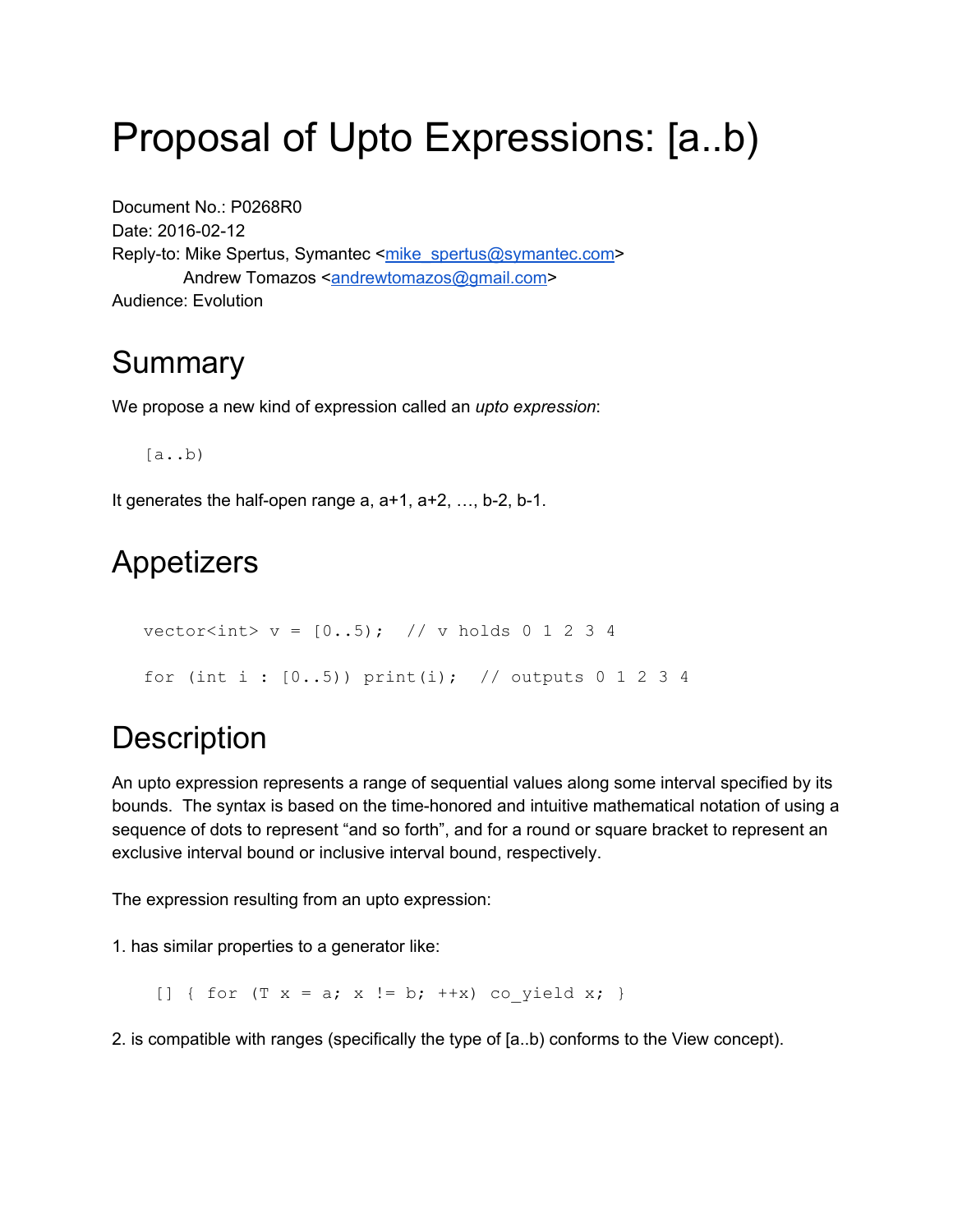# Proposal of Upto Expressions: [a..b)

Document No.: P0268R0
Date: 2016-02-12
Reply-to: Mike Spertus, Symantec <mike_spertus@symantec.com>
Andrew Tomazos <andrewtomazos@gmail.com>
Audience: Evolution

## Summary

We propose a new kind of expression called an *upto expression*:

```
[a..b)
```

It generates the half-open range a, a+1, a+2, …, b-2, b-1.

## Appetizers

```
vector<int> v = [0..5);  // v holds 0 1 2 3 4

for (int i : [0..5)) print(i);  // outputs 0 1 2 3 4
```

## Description

An upto expression represents a range of sequential values along some interval specified by its bounds. The syntax is based on the time-honored and intuitive mathematical notation of using a sequence of dots to represent "and so forth", and for a round or square bracket to represent an exclusive interval bound or inclusive interval bound, respectively.

The expression resulting from an upto expression:

1. has similar properties to a generator like:

```
[] { for (T x = a; x != b; ++x) co_yield x; }
```

2. is compatible with ranges (specifically the type of [a..b) conforms to the View concept).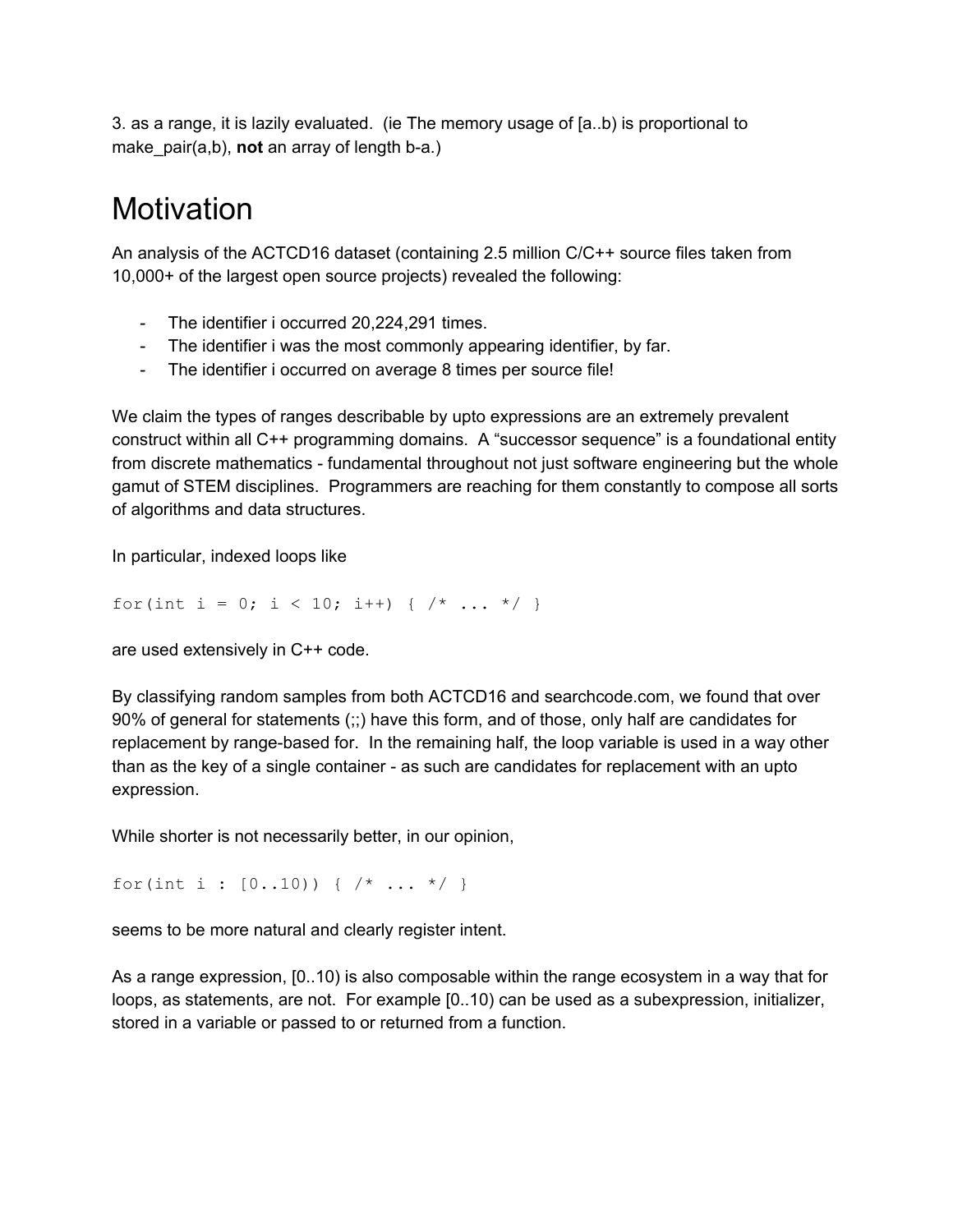3. as a range, it is lazily evaluated. (ie The memory usage of [a..b) is proportional to make_pair(a,b), **not** an array of length b-a.)

# Motivation

An analysis of the ACTCD16 dataset (containing 2.5 million C/C++ source files taken from 10,000+ of the largest open source projects) revealed the following:

- The identifier i occurred 20,224,291 times.
- The identifier i was the most commonly appearing identifier, by far.
- The identifier i occurred on average 8 times per source file!

We claim the types of ranges describable by upto expressions are an extremely prevalent construct within all C++ programming domains. A “successor sequence” is a foundational entity from discrete mathematics - fundamental throughout not just software engineering but the whole gamut of STEM disciplines. Programmers are reaching for them constantly to compose all sorts of algorithms and data structures.

In particular, indexed loops like

```
for(int i = 0; i < 10; i++) { /* ... */ }
```

are used extensively in C++ code.

By classifying random samples from both ACTCD16 and searchcode.com, we found that over 90% of general for statements (;;) have this form, and of those, only half are candidates for replacement by range-based for. In the remaining half, the loop variable is used in a way other than as the key of a single container - as such are candidates for replacement with an upto expression.

While shorter is not necessarily better, in our opinion,

```
for(int i : [0..10)) { /* ... */ }
```

seems to be more natural and clearly register intent.

As a range expression, [0..10) is also composable within the range ecosystem in a way that for loops, as statements, are not. For example [0..10) can be used as a subexpression, initializer, stored in a variable or passed to or returned from a function.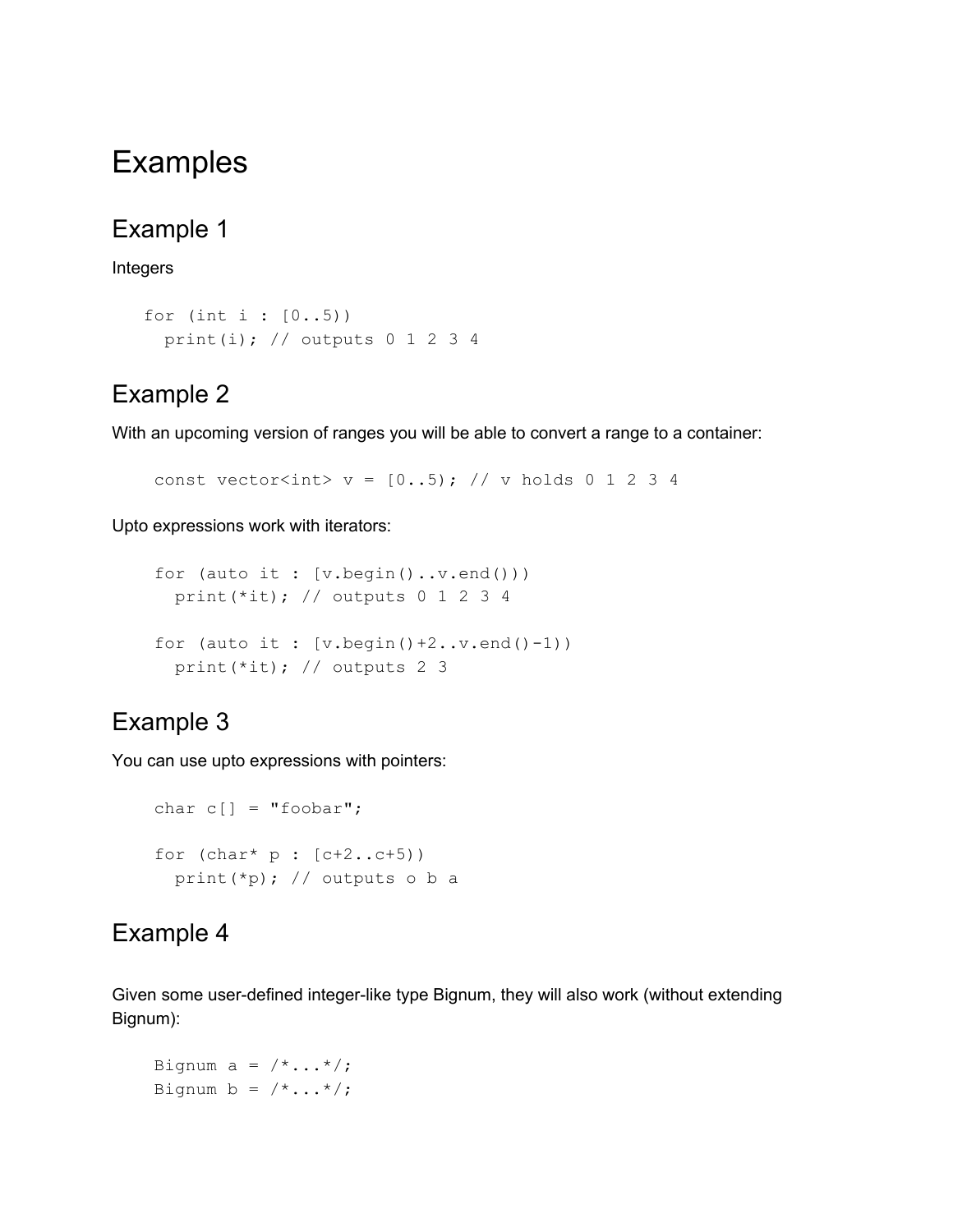# Examples

## Example 1

Integers

```
for (int i : [0..5))
  print(i); // outputs 0 1 2 3 4
```

## Example 2

With an upcoming version of ranges you will be able to convert a range to a container:

```
const vector<int> v = [0..5); // v holds 0 1 2 3 4
```

Upto expressions work with iterators:

```
for (auto it : [v.begin()..v.end()))
  print(*it); // outputs 0 1 2 3 4

for (auto it : [v.begin()+2..v.end()-1))
  print(*it); // outputs 2 3
```

## Example 3

You can use upto expressions with pointers:

```
char c[] = "foobar";

for (char* p : [c+2..c+5))
  print(*p); // outputs o b a
```

## Example 4

Given some user-defined integer-like type Bignum, they will also work (without extending Bignum):

```
Bignum a = /*...*/;
Bignum b = /*...*/;
```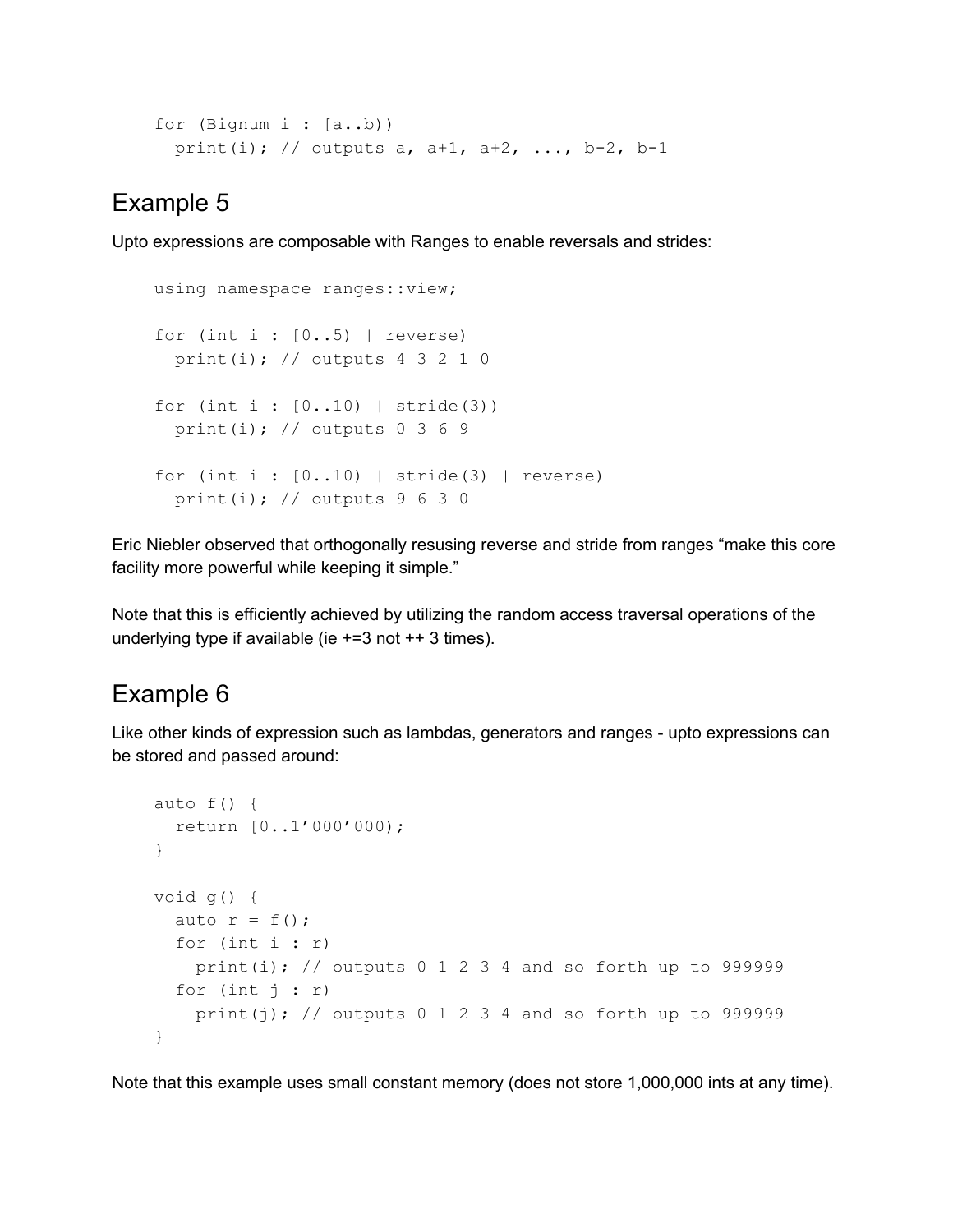```
for (Bignum i : [a..b))
  print(i); // outputs a, a+1, a+2, ..., b-2, b-1
```

## Example 5

Upto expressions are composable with Ranges to enable reversals and strides:

```
using namespace ranges::view;

for (int i : [0..5) | reverse)
  print(i); // outputs 4 3 2 1 0

for (int i : [0..10) | stride(3))
  print(i); // outputs 0 3 6 9

for (int i : [0..10) | stride(3) | reverse)
  print(i); // outputs 9 6 3 0
```

Eric Niebler observed that orthogonally resusing reverse and stride from ranges “make this core facility more powerful while keeping it simple.”

Note that this is efficiently achieved by utilizing the random access traversal operations of the underlying type if available (ie +=3 not ++ 3 times).

## Example 6

Like other kinds of expression such as lambdas, generators and ranges - upto expressions can be stored and passed around:

```
auto f() {
  return [0..1'000'000);
}

void g() {
  auto r = f();
  for (int i : r)
    print(i); // outputs 0 1 2 3 4 and so forth up to 999999
  for (int j : r)
    print(j); // outputs 0 1 2 3 4 and so forth up to 999999
}
```

Note that this example uses small constant memory (does not store 1,000,000 ints at any time).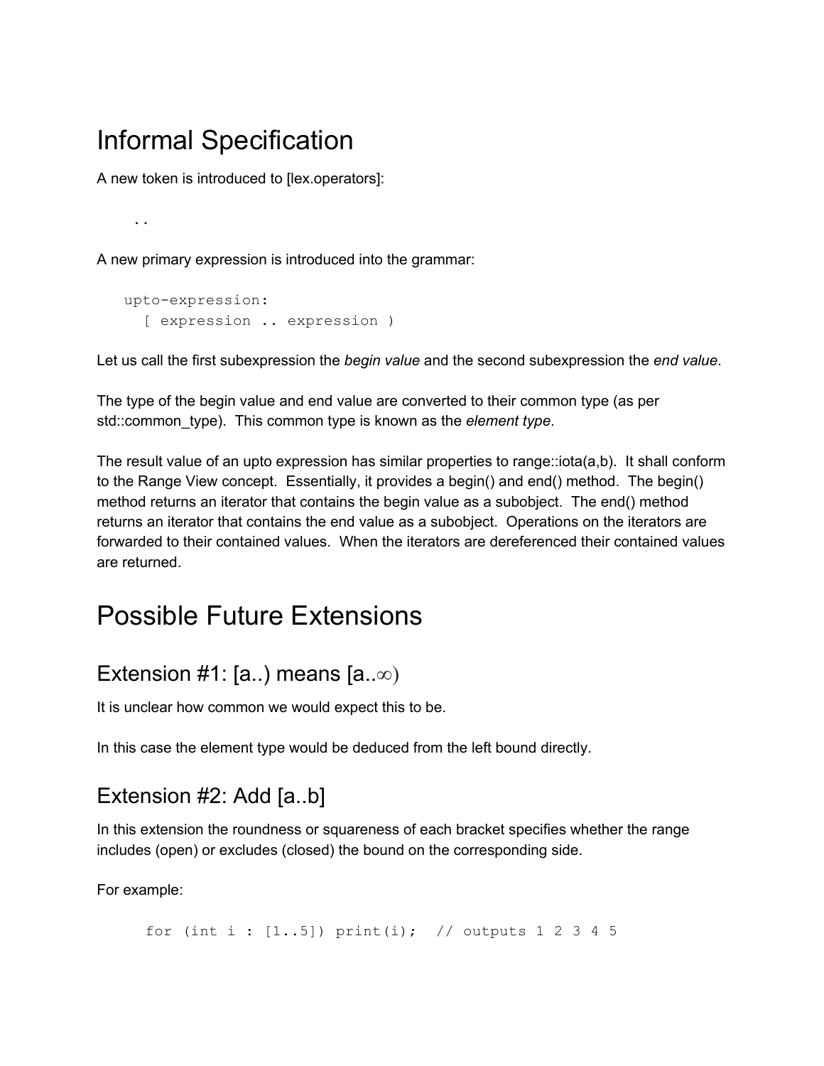# Informal Specification

A new token is introduced to [lex.operators]:

```
..
```

A new primary expression is introduced into the grammar:

```
upto-expression:
  [ expression .. expression )
```

Let us call the first subexpression the *begin value* and the second subexpression the *end value*.

The type of the begin value and end value are converted to their common type (as per std::common_type). This common type is known as the *element type*.

The result value of an upto expression has similar properties to range::iota(a,b). It shall conform to the Range View concept. Essentially, it provides a begin() and end() method. The begin() method returns an iterator that contains the begin value as a subobject. The end() method returns an iterator that contains the end value as a subobject. Operations on the iterators are forwarded to their contained values. When the iterators are dereferenced their contained values are returned.

# Possible Future Extensions

## Extension #1: [a..) means [a..∞)

It is unclear how common we would expect this to be.

In this case the element type would be deduced from the left bound directly.

## Extension #2: Add [a..b]

In this extension the roundness or squareness of each bracket specifies whether the range includes (open) or excludes (closed) the bound on the corresponding side.

For example:

```
for (int i : [1..5]) print(i);  // outputs 1 2 3 4 5
```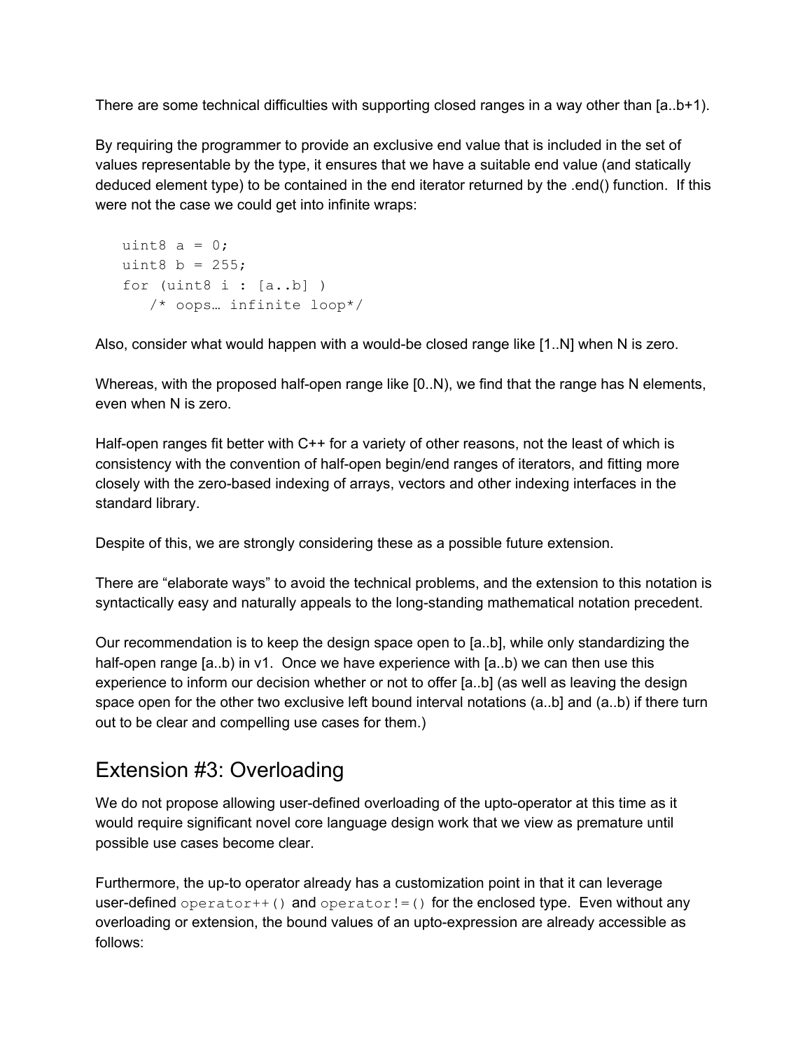There are some technical difficulties with supporting closed ranges in a way other than [a..b+1).

By requiring the programmer to provide an exclusive end value that is included in the set of values representable by the type, it ensures that we have a suitable end value (and statically deduced element type) to be contained in the end iterator returned by the .end() function. If this were not the case we could get into infinite wraps:

```
uint8 a = 0;
uint8 b = 255;
for (uint8 i : [a..b] )
   /* oops… infinite loop*/
```

Also, consider what would happen with a would-be closed range like [1..N] when N is zero.

Whereas, with the proposed half-open range like [0..N), we find that the range has N elements, even when N is zero.

Half-open ranges fit better with C++ for a variety of other reasons, not the least of which is consistency with the convention of half-open begin/end ranges of iterators, and fitting more closely with the zero-based indexing of arrays, vectors and other indexing interfaces in the standard library.

Despite of this, we are strongly considering these as a possible future extension.

There are "elaborate ways" to avoid the technical problems, and the extension to this notation is syntactically easy and naturally appeals to the long-standing mathematical notation precedent.

Our recommendation is to keep the design space open to [a..b], while only standardizing the half-open range [a..b) in v1. Once we have experience with [a..b) we can then use this experience to inform our decision whether or not to offer [a..b] (as well as leaving the design space open for the other two exclusive left bound interval notations (a..b] and (a..b) if there turn out to be clear and compelling use cases for them.)

## Extension #3: Overloading

We do not propose allowing user-defined overloading of the upto-operator at this time as it would require significant novel core language design work that we view as premature until possible use cases become clear.

Furthermore, the up-to operator already has a customization point in that it can leverage user-defined `operator++()` and `operator!=()` for the enclosed type. Even without any overloading or extension, the bound values of an upto-expression are already accessible as follows: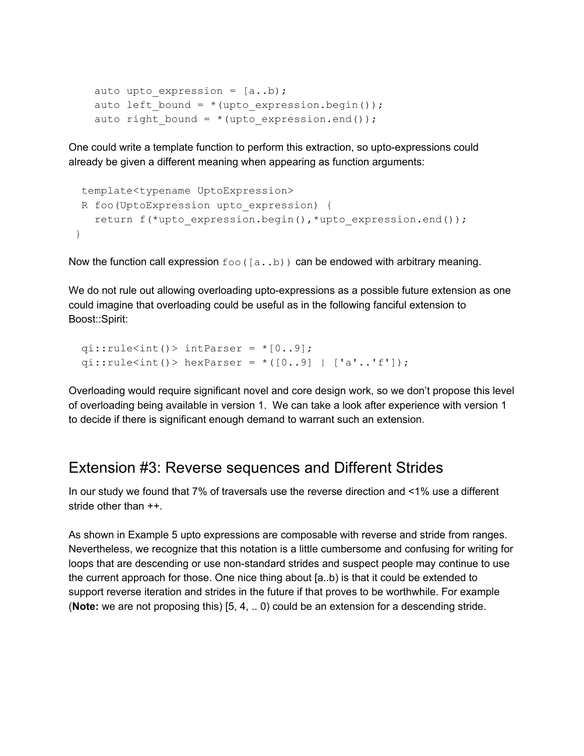```
    auto upto_expression = [a..b);
    auto left_bound = *(upto_expression.begin());
    auto right_bound = *(upto_expression.end());
```

One could write a template function to perform this extraction, so upto-expressions could already be given a different meaning when appearing as function arguments:

```
  template<typename UptoExpression>
  R foo(UptoExpression upto_expression) {
    return f(*upto_expression.begin(),*upto_expression.end());
 }
```

Now the function call expression `foo([a..b))` can be endowed with arbitrary meaning.

We do not rule out allowing overloading upto-expressions as a possible future extension as one could imagine that overloading could be useful as in the following fanciful extension to Boost::Spirit:

```
  qi::rule<int()> intParser = *[0..9];
  qi::rule<int()> hexParser = *([0..9] | ['a'..'f']);
```

Overloading would require significant novel and core design work, so we don't propose this level of overloading being available in version 1. We can take a look after experience with version 1 to decide if there is significant enough demand to warrant such an extension.

## Extension #3: Reverse sequences and Different Strides

In our study we found that 7% of traversals use the reverse direction and <1% use a different stride other than ++.

As shown in Example 5 upto expressions are composable with reverse and stride from ranges. Nevertheless, we recognize that this notation is a little cumbersome and confusing for writing for loops that are descending or use non-standard strides and suspect people may continue to use the current approach for those. One nice thing about [a..b) is that it could be extended to support reverse iteration and strides in the future if that proves to be worthwhile. For example (**Note:** we are not proposing this) [5, 4, .. 0) could be an extension for a descending stride.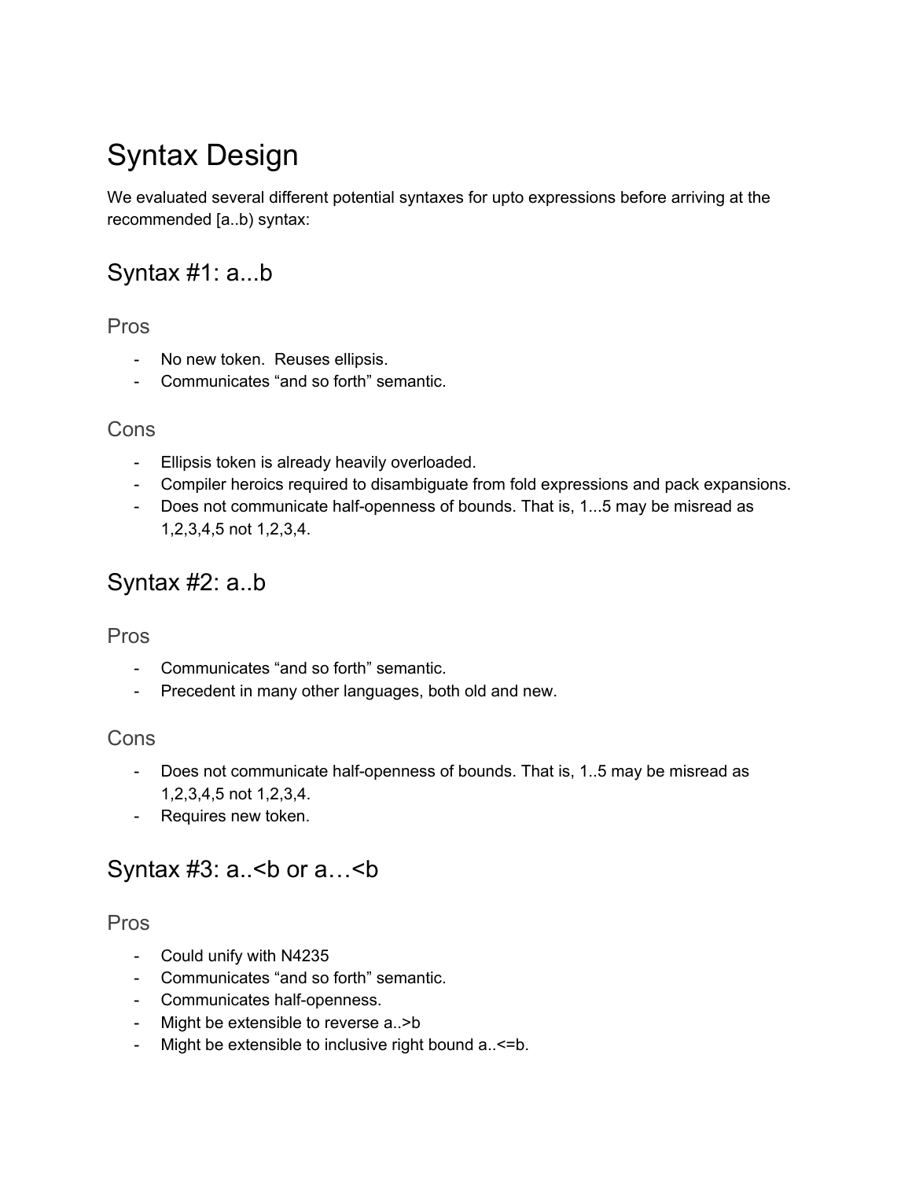# Syntax Design

We evaluated several different potential syntaxes for upto expressions before arriving at the recommended [a..b) syntax:

## Syntax #1: a...b

### Pros

- No new token. Reuses ellipsis.
- Communicates "and so forth" semantic.

### Cons

- Ellipsis token is already heavily overloaded.
- Compiler heroics required to disambiguate from fold expressions and pack expansions.
- Does not communicate half-openness of bounds. That is, 1...5 may be misread as 1,2,3,4,5 not 1,2,3,4.

## Syntax #2: a..b

### Pros

- Communicates "and so forth" semantic.
- Precedent in many other languages, both old and new.

### Cons

- Does not communicate half-openness of bounds. That is, 1..5 may be misread as 1,2,3,4,5 not 1,2,3,4.
- Requires new token.

## Syntax #3: a..<b or a…<b

### Pros

- Could unify with N4235
- Communicates "and so forth" semantic.
- Communicates half-openness.
- Might be extensible to reverse a..>b
- Might be extensible to inclusive right bound a..<=b.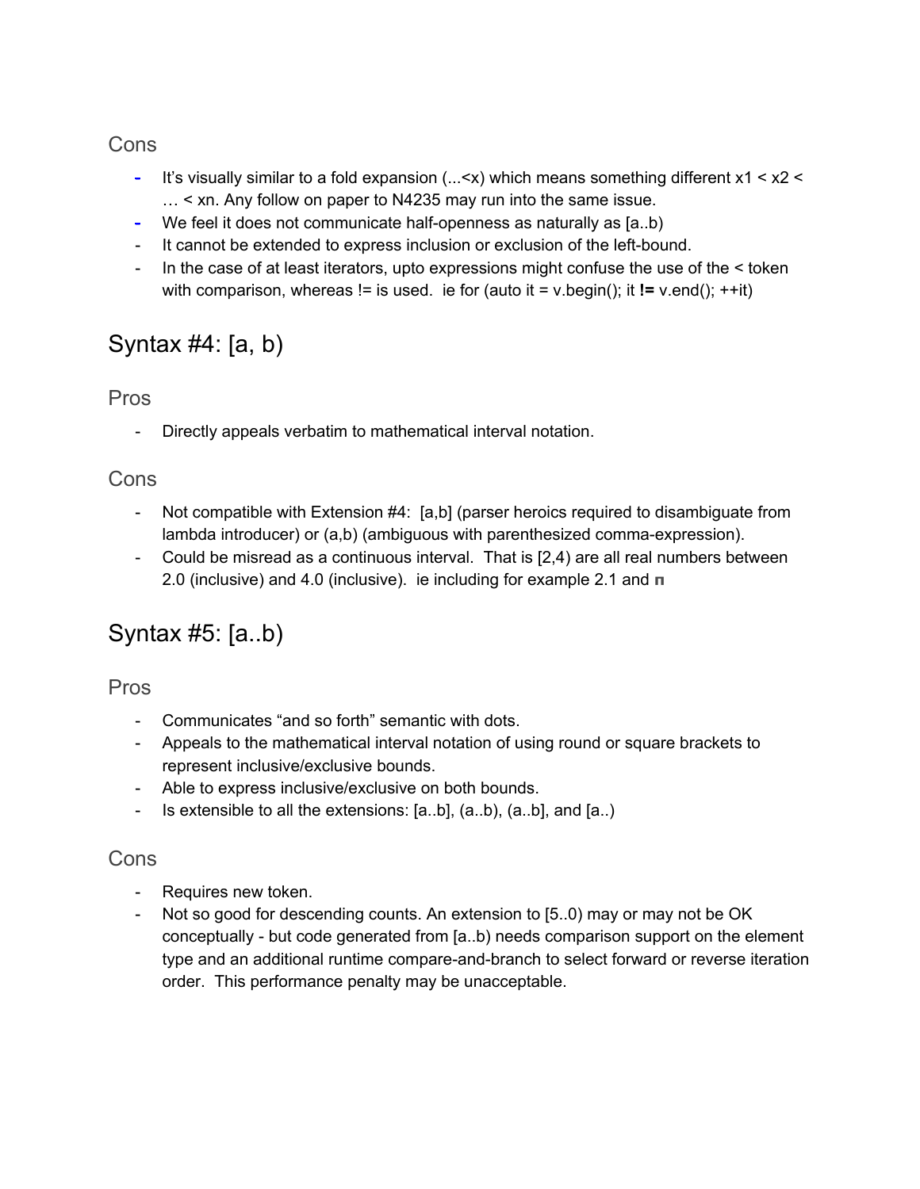### Cons

- It’s visually similar to a fold expansion (...<x) which means something different x1 < x2 < … < xn. Any follow on paper to N4235 may run into the same issue.
- We feel it does not communicate half-openness as naturally as [a..b)
- It cannot be extended to express inclusion or exclusion of the left-bound.
- In the case of at least iterators, upto expressions might confuse the use of the < token with comparison, whereas != is used.  ie for (auto it = v.begin(); it **!=** v.end(); ++it)

## Syntax #4: [a, b)

### Pros

- Directly appeals verbatim to mathematical interval notation.

### Cons

- Not compatible with Extension #4:  [a,b] (parser heroics required to disambiguate from lambda introducer) or (a,b) (ambiguous with parenthesized comma-expression).
- Could be misread as a continuous interval.  That is [2,4) are all real numbers between 2.0 (inclusive) and 4.0 (inclusive).  ie including for example 2.1 and π

## Syntax #5: [a..b)

### Pros

- Communicates “and so forth” semantic with dots.
- Appeals to the mathematical interval notation of using round or square brackets to represent inclusive/exclusive bounds.
- Able to express inclusive/exclusive on both bounds.
- Is extensible to all the extensions: [a..b], (a..b), (a..b], and [a..)

### Cons

- Requires new token.
- Not so good for descending counts. An extension to [5..0) may or may not be OK conceptually - but code generated from [a..b) needs comparison support on the element type and an additional runtime compare-and-branch to select forward or reverse iteration order.  This performance penalty may be unacceptable.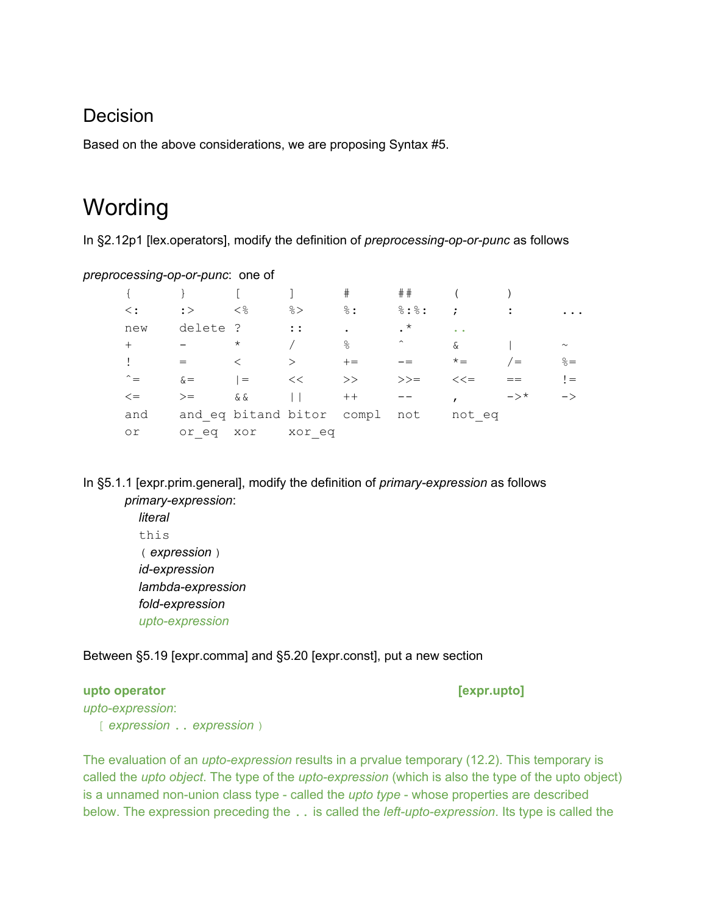## Decision

Based on the above considerations, we are proposing Syntax #5.

# Wording

In §2.12p1 [lex.operators], modify the definition of *preprocessing-op-or-punc* as follows

*preprocessing-op-or-punc*: one of

```
{       }       [       ]       #       ##      (       )
<:      :>      <%      %>      %:      %:%:    ;       :       ...
new     delete  ?       ::      .       .*      ..
+       -       *       /       %       ^       &       |       ~
!       =       <       >       +=      -=      *=      /=      %=
^=      &=      |=      <<      >>      >>=     <<=     ==      !=
<=      >=      &&      ||      ++      --      ,       ->*     ->
and     and_eq  bitand  bitor   compl   not     not_eq
or      or_eq   xor     xor_eq
```

In §5.1.1 [expr.prim.general], modify the definition of *primary-expression* as follows

*primary-expression*:
- *literal*
- `this`
- `(` *expression* `)`
- *id-expression*
- *lambda-expression*
- *fold-expression*
- *upto-expression*

Between §5.19 [expr.comma] and §5.20 [expr.const], put a new section

**upto operator** **[expr.upto]**

*upto-expression*:
`[` *expression* `..` *expression* `)`

The evaluation of an *upto-expression* results in a prvalue temporary (12.2). This temporary is called the *upto object*. The type of the *upto-expression* (which is also the type of the upto object) is a unnamed non-union class type - called the *upto type* - whose properties are described below. The expression preceding the `..` is called the *left-upto-expression*. Its type is called the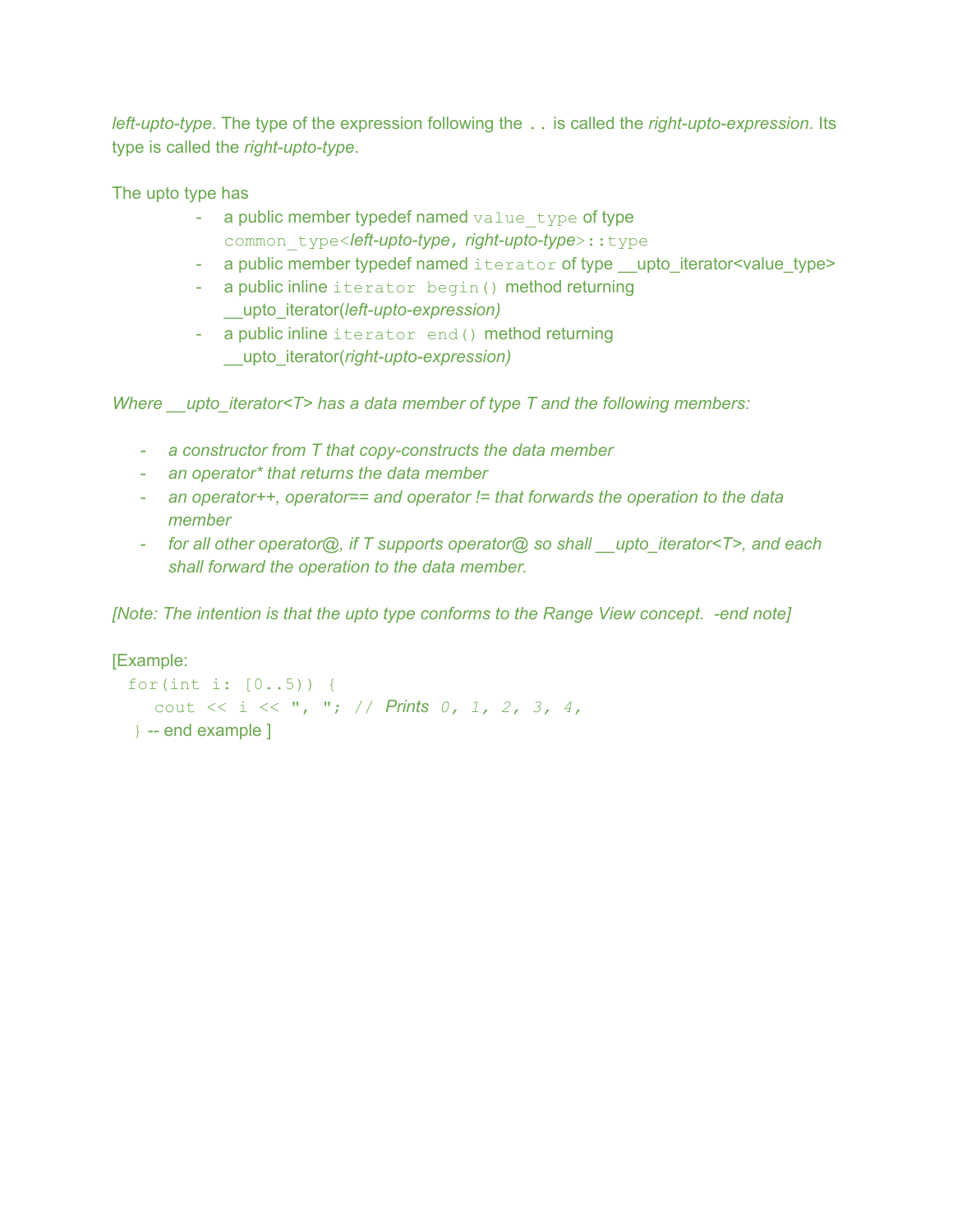*left-upto-type*. The type of the expression following the `..` is called the *right-upto-expression*. Its type is called the *right-upto-type*.

The upto type has

- a public member typedef named `value_type` of type `common_type<`*left-upto-type*`,` *right-upto-type*`>::type`
- a public member typedef named `iterator` of type __upto_iterator<value_type>
- a public inline `iterator begin()` method returning __upto_iterator(*left-upto-expression)*
- a public inline `iterator end()` method returning __upto_iterator(*right-upto-expression)*

*Where __upto_iterator<T> has a data member of type T and the following members:*

- *a constructor from T that copy-constructs the data member*
- *an operator* that returns the data member*
- *an operator++, operator== and operator != that forwards the operation to the data member*
- *for all other operator@, if T supports operator@ so shall __upto_iterator<T>, and each shall forward the operation to the data member.*

*[Note: The intention is that the upto type conforms to the Range View concept.  -end note]*

[Example:

```
for(int i: [0..5)) {
   cout << i << ", "; // Prints 0, 1, 2, 3, 4,
}
```

-- end example ]